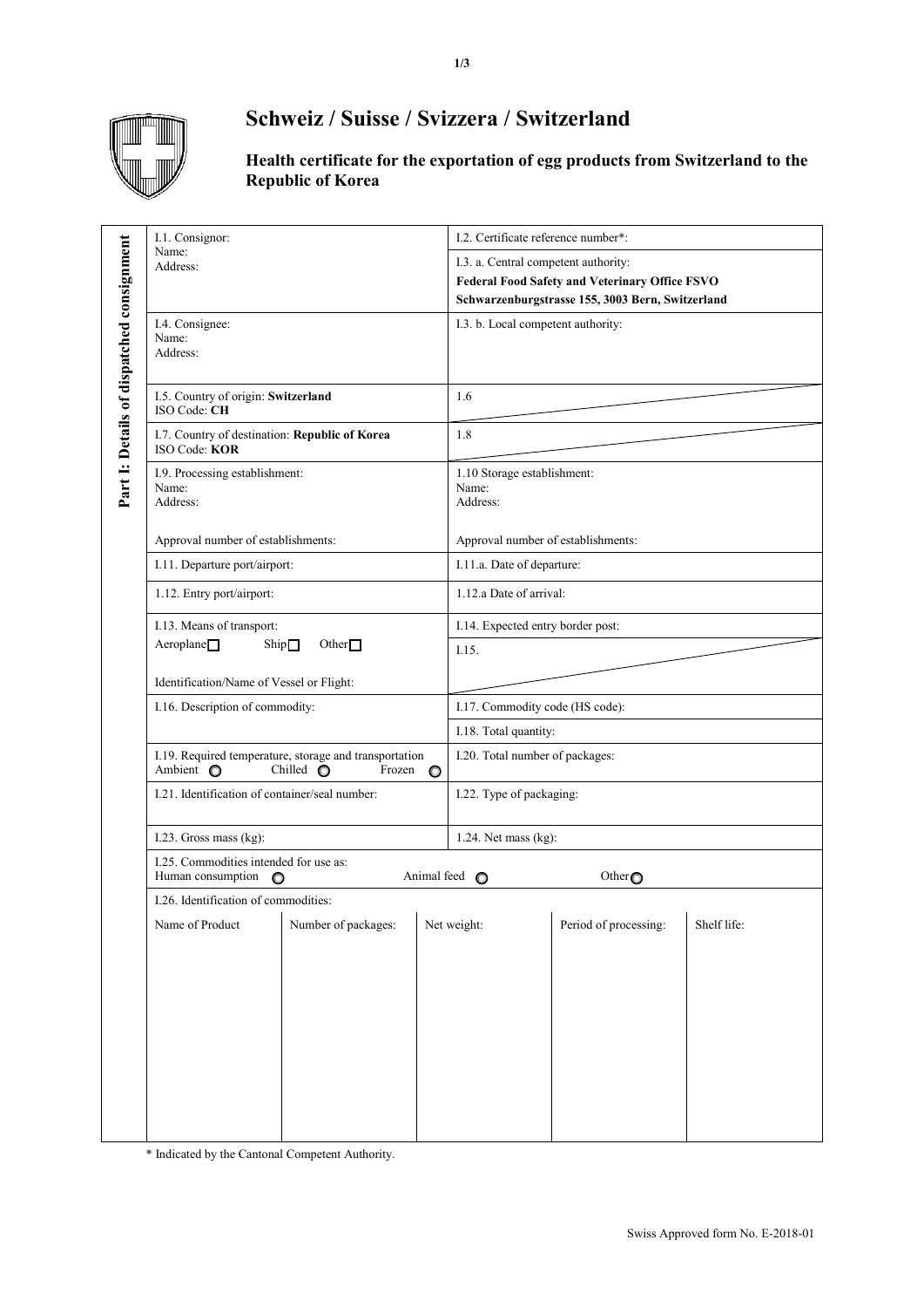# Schweiz / Suisse / Svizzera / Switzerland

## Health certificate for the exportation of egg products from Switzerland to the Republic of Korea

**Part I: Details of dispatched consignment**

| | |
|---|---|
| I.1. Consignor:<br>Name:<br>Address: | I.2. Certificate reference number*: |
| | I.3. a. Central competent authority:<br>**Federal Food Safety and Veterinary Office FSVO**<br>**Schwarzenburgstrasse 155, 3003 Bern, Switzerland** |
| I.4. Consignee:<br>Name:<br>Address: | I.3. b. Local competent authority: |
| I.5. Country of origin: **Switzerland**<br>ISO Code: **CH** | 1.6 |
| I.7. Country of destination: **Republic of Korea**<br>ISO Code: **KOR** | 1.8 |
| I.9. Processing establishment:<br>Name:<br>Address:<br><br>Approval number of establishments: | 1.10 Storage establishment:<br>Name:<br>Address:<br><br>Approval number of establishments: |
| I.11. Departure port/airport: | I.11.a. Date of departure: |
| 1.12. Entry port/airport: | 1.12.a Date of arrival: |
| I.13. Means of transport:<br>Aeroplane ☐ Ship ☐ Other ☐<br><br>Identification/Name of Vessel or Flight: | I.14. Expected entry border post: |
| | I.15. |
| I.16. Description of commodity: | I.17. Commodity code (HS code): |
| | I.18. Total quantity: |
| I.19. Required temperature, storage and transportation<br>Ambient ○ Chilled ○ Frozen ○ | I.20. Total number of packages: |
| I.21. Identification of container/seal number: | I.22. Type of packaging: |
| I.23. Gross mass (kg): | 1.24. Net mass (kg): |

I.25. Commodities intended for use as:
Human consumption ○ Animal feed ○ Other ○

I.26. Identification of commodities:

| Name of Product | Number of packages: | Net weight: | Period of processing: | Shelf life: |
|---|---|---|---|---|
| | | | | |

\* Indicated by the Cantonal Competent Authority.

Swiss Approved form No. E-2018-01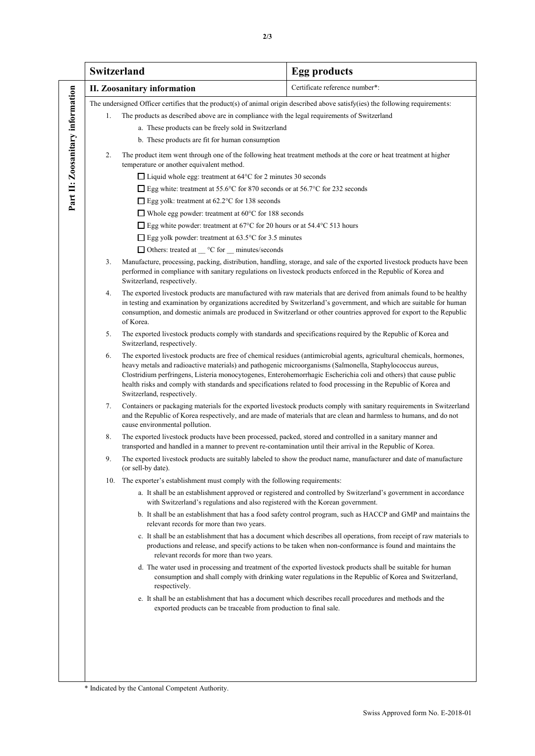| Switzerland | Egg products |
|---|---|
| **II. Zoosanitary information** | Certificate reference number*: |

**Part II: Zoosanitary information**

The undersigned Officer certifies that the product(s) of animal origin described above satisfy(ies) the following requirements:

1. The products as described above are in compliance with the legal requirements of Switzerland
   a. These products can be freely sold in Switzerland
   b. These products are fit for human consumption
2. The product item went through one of the following heat treatment methods at the core or heat treatment at higher temperature or another equivalent method.
   - ☐ Liquid whole egg: treatment at 64°C for 2 minutes 30 seconds
   - ☐ Egg white: treatment at 55.6°C for 870 seconds or at 56.7°C for 232 seconds
   - ☐ Egg yolk: treatment at 62.2°C for 138 seconds
   - ☐ Whole egg powder: treatment at 60°C for 188 seconds
   - ☐ Egg white powder: treatment at 67°C for 20 hours or at 54.4°C 513 hours
   - ☐ Egg yolk powder: treatment at 63.5°C for 3.5 minutes
   - ☐ Others: treated at __ °C for __ minutes/seconds
3. Manufacture, processing, packing, distribution, handling, storage, and sale of the exported livestock products have been performed in compliance with sanitary regulations on livestock products enforced in the Republic of Korea and Switzerland, respectively.
4. The exported livestock products are manufactured with raw materials that are derived from animals found to be healthy in testing and examination by organizations accredited by Switzerland's government, and which are suitable for human consumption, and domestic animals are produced in Switzerland or other countries approved for export to the Republic of Korea.
5. The exported livestock products comply with standards and specifications required by the Republic of Korea and Switzerland, respectively.
6. The exported livestock products are free of chemical residues (antimicrobial agents, agricultural chemicals, hormones, heavy metals and radioactive materials) and pathogenic microorganisms (Salmonella, Staphylococcus aureus, Clostridium perfringens, Listeria monocytogenes, Enterohemorrhagic Escherichia coli and others) that cause public health risks and comply with standards and specifications related to food processing in the Republic of Korea and Switzerland, respectively.
7. Containers or packaging materials for the exported livestock products comply with sanitary requirements in Switzerland and the Republic of Korea respectively, and are made of materials that are clean and harmless to humans, and do not cause environmental pollution.
8. The exported livestock products have been processed, packed, stored and controlled in a sanitary manner and transported and handled in a manner to prevent re-contamination until their arrival in the Republic of Korea.
9. The exported livestock products are suitably labeled to show the product name, manufacturer and date of manufacture (or sell-by date).
10. The exporter's establishment must comply with the following requirements:
    a. It shall be an establishment approved or registered and controlled by Switzerland's government in accordance with Switzerland's regulations and also registered with the Korean government.
    b. It shall be an establishment that has a food safety control program, such as HACCP and GMP and maintains the relevant records for more than two years.
    c. It shall be an establishment that has a document which describes all operations, from receipt of raw materials to productions and release, and specify actions to be taken when non-conformance is found and maintains the relevant records for more than two years.
    d. The water used in processing and treatment of the exported livestock products shall be suitable for human consumption and shall comply with drinking water regulations in the Republic of Korea and Switzerland, respectively.
    e. It shall be an establishment that has a document which describes recall procedures and methods and the exported products can be traceable from production to final sale.

\* Indicated by the Cantonal Competent Authority.

Swiss Approved form No. E-2018-01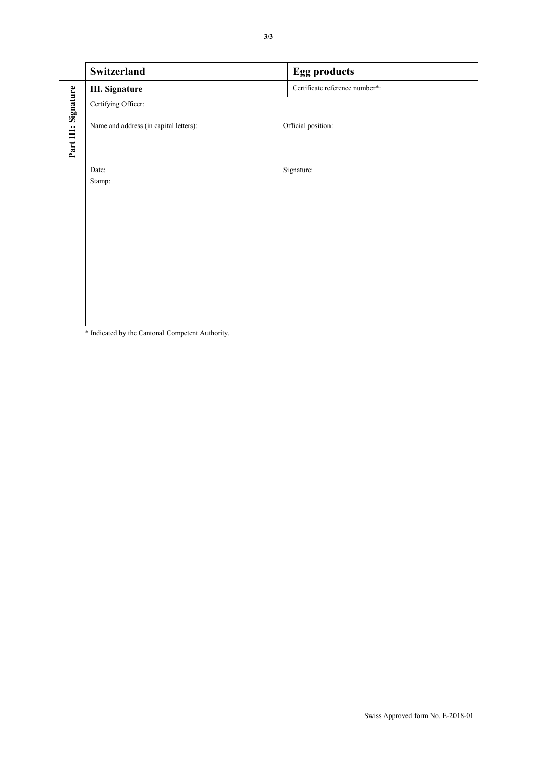| Switzerland | Egg products |
|---|---|
| **III. Signature** | Certificate reference number*: |

**Part III: Signature**

Certifying Officer:

Name and address (in capital letters):

Official position:

Date:

Signature:

Stamp:

\* Indicated by the Cantonal Competent Authority.

Swiss Approved form No. E-2018-01